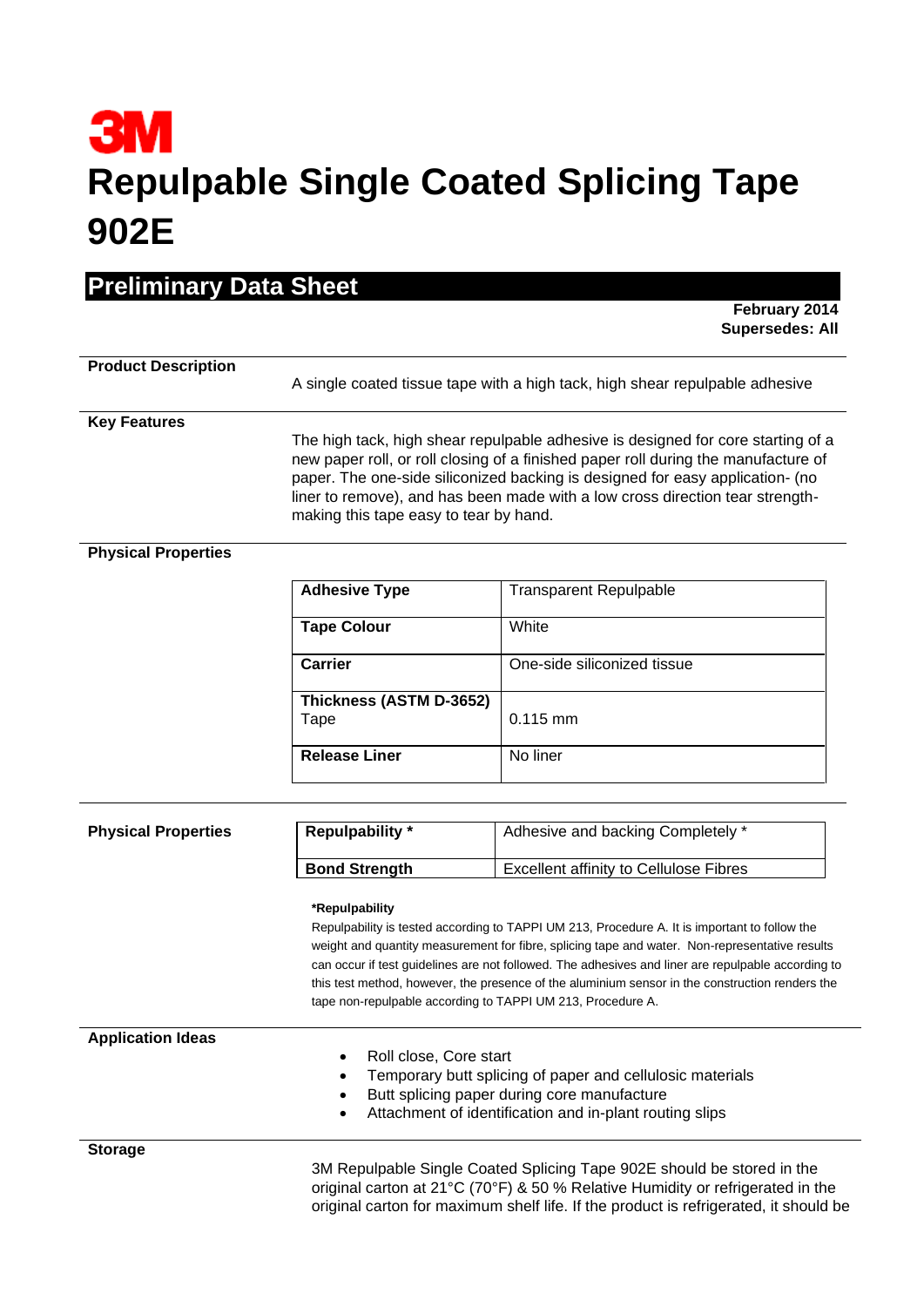# 3M

# Repulpable Single Coated Splicing Tape 902E

## Preliminary Data Sheet

**February 2014**
**Supersedes: All**

**Product Description**

A single coated tissue tape with a high tack, high shear repulpable adhesive

**Key Features**

The high tack, high shear repulpable adhesive is designed for core starting of a new paper roll, or roll closing of a finished paper roll during the manufacture of paper. The one-side siliconized backing is designed for easy application- (no liner to remove), and has been made with a low cross direction tear strength- making this tape easy to tear by hand.

**Physical Properties**

| | |
|---|---|
| **Adhesive Type** | Transparent Repulpable |
| **Tape Colour** | White |
| **Carrier** | One-side siliconized tissue |
| **Thickness (ASTM D-3652)** Tape | 0.115 mm |
| **Release Liner** | No liner |

**Physical Properties**

| | |
|---|---|
| **Repulpability *** | Adhesive and backing Completely * |
| **Bond Strength** | Excellent affinity to Cellulose Fibres |

**\*Repulpability**
Repulpability is tested according to TAPPI UM 213, Procedure A. It is important to follow the weight and quantity measurement for fibre, splicing tape and water. Non-representative results can occur if test guidelines are not followed. The adhesives and liner are repulpable according to this test method, however, the presence of the aluminium sensor in the construction renders the tape non-repulpable according to TAPPI UM 213, Procedure A.

**Application Ideas**

- Roll close, Core start
- Temporary butt splicing of paper and cellulosic materials
- Butt splicing paper during core manufacture
- Attachment of identification and in-plant routing slips

**Storage**

3M Repulpable Single Coated Splicing Tape 902E should be stored in the original carton at 21°C (70°F) & 50 % Relative Humidity or refrigerated in the original carton for maximum shelf life. If the product is refrigerated, it should be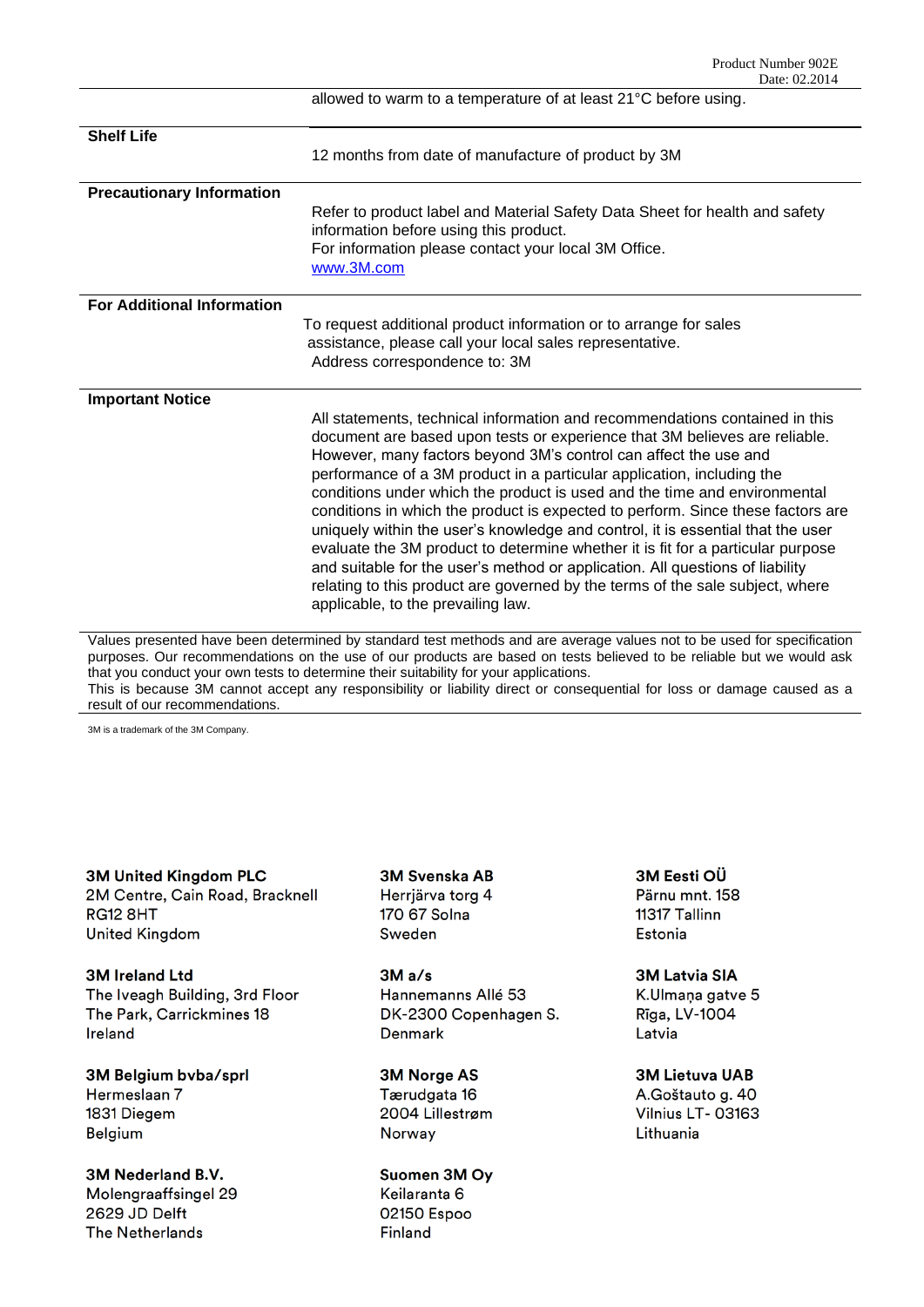allowed to warm to a temperature of at least 21°C before using.

| | |
|---|---|
| **Shelf Life** | 12 months from date of manufacture of product by 3M |
| **Precautionary Information** | Refer to product label and Material Safety Data Sheet for health and safety information before using this product.<br>For information please contact your local 3M Office.<br>[www.3M.com](http://www.3M.com) |
| **For Additional Information** | To request additional product information or to arrange for sales assistance, please call your local sales representative.<br>Address correspondence to: 3M |
| **Important Notice** | All statements, technical information and recommendations contained in this document are based upon tests or experience that 3M believes are reliable. However, many factors beyond 3M's control can affect the use and performance of a 3M product in a particular application, including the conditions under which the product is used and the time and environmental conditions in which the product is expected to perform. Since these factors are uniquely within the user's knowledge and control, it is essential that the user evaluate the 3M product to determine whether it is fit for a particular purpose and suitable for the user's method or application. All questions of liability relating to this product are governed by the terms of the sale subject, where applicable, to the prevailing law. |

Values presented have been determined by standard test methods and are average values not to be used for specification purposes. Our recommendations on the use of our products are based on tests believed to be reliable but we would ask that you conduct your own tests to determine their suitability for your applications.
This is because 3M cannot accept any responsibility or liability direct or consequential for loss or damage caused as a result of our recommendations.

3M is a trademark of the 3M Company.

**3M United Kingdom PLC**
2M Centre, Cain Road, Bracknell
RG12 8HT
United Kingdom

**3M Ireland Ltd**
The Iveagh Building, 3rd Floor
The Park, Carrickmines 18
Ireland

**3M Belgium bvba/sprl**
Hermeslaan 7
1831 Diegem
Belgium

**3M Nederland B.V.**
Molengraaffsingel 29
2629 JD Delft
The Netherlands

**3M Svenska AB**
Herrjärva torg 4
170 67 Solna
Sweden

**3M a/s**
Hannemanns Allé 53
DK-2300 Copenhagen S.
Denmark

**3M Norge AS**
Tærudgata 16
2004 Lillestrøm
Norway

**Suomen 3M Oy**
Keilaranta 6
02150 Espoo
Finland

**3M Eesti OÜ**
Pärnu mnt. 158
11317 Tallinn
Estonia

**3M Latvia SIA**
K.Ulmaņa gatve 5
Rīga, LV-1004
Latvia

**3M Lietuva UAB**
A.Goštauto g. 40
Vilnius LT- 03163
Lithuania